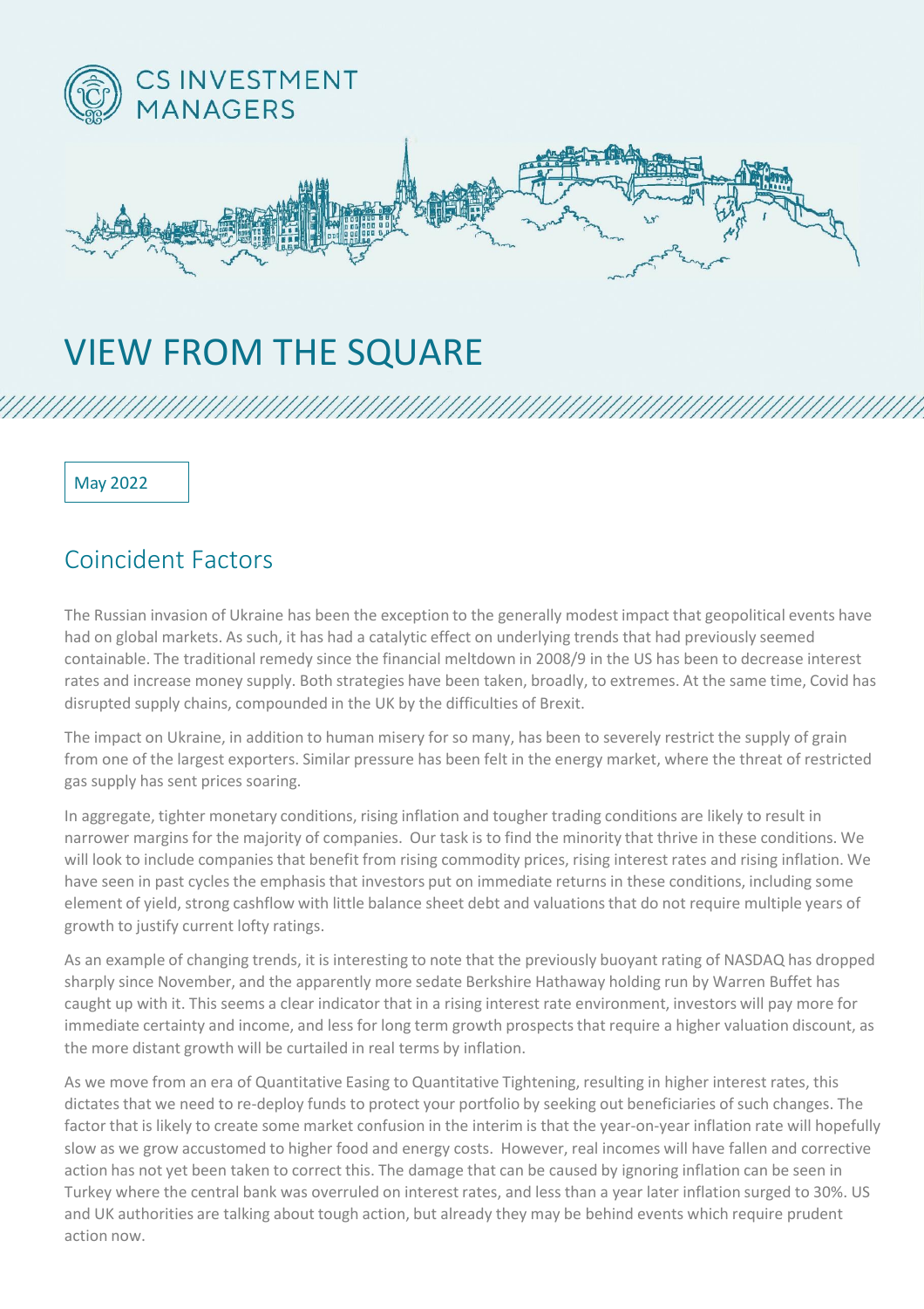CS INVESTMENT MANAGERS

# VIEW FROM THE SQUARE

May 2022

## Coincident Factors

The Russian invasion of Ukraine has been the exception to the generally modest impact that geopolitical events have had on global markets. As such, it has had a catalytic effect on underlying trends that had previously seemed containable. The traditional remedy since the financial meltdown in 2008/9 in the US has been to decrease interest rates and increase money supply. Both strategies have been taken, broadly, to extremes. At the same time, Covid has disrupted supply chains, compounded in the UK by the difficulties of Brexit.

The impact on Ukraine, in addition to human misery for so many, has been to severely restrict the supply of grain from one of the largest exporters. Similar pressure has been felt in the energy market, where the threat of restricted gas supply has sent prices soaring.

In aggregate, tighter monetary conditions, rising inflation and tougher trading conditions are likely to result in narrower margins for the majority of companies. Our task is to find the minority that thrive in these conditions. We will look to include companies that benefit from rising commodity prices, rising interest rates and rising inflation. We have seen in past cycles the emphasis that investors put on immediate returns in these conditions, including some element of yield, strong cashflow with little balance sheet debt and valuations that do not require multiple years of growth to justify current lofty ratings.

As an example of changing trends, it is interesting to note that the previously buoyant rating of NASDAQ has dropped sharply since November, and the apparently more sedate Berkshire Hathaway holding run by Warren Buffet has caught up with it. This seems a clear indicator that in a rising interest rate environment, investors will pay more for immediate certainty and income, and less for long term growth prospects that require a higher valuation discount, as the more distant growth will be curtailed in real terms by inflation.

As we move from an era of Quantitative Easing to Quantitative Tightening, resulting in higher interest rates, this dictates that we need to re-deploy funds to protect your portfolio by seeking out beneficiaries of such changes. The factor that is likely to create some market confusion in the interim is that the year-on-year inflation rate will hopefully slow as we grow accustomed to higher food and energy costs. However, real incomes will have fallen and corrective action has not yet been taken to correct this. The damage that can be caused by ignoring inflation can be seen in Turkey where the central bank was overruled on interest rates, and less than a year later inflation surged to 30%. US and UK authorities are talking about tough action, but already they may be behind events which require prudent action now.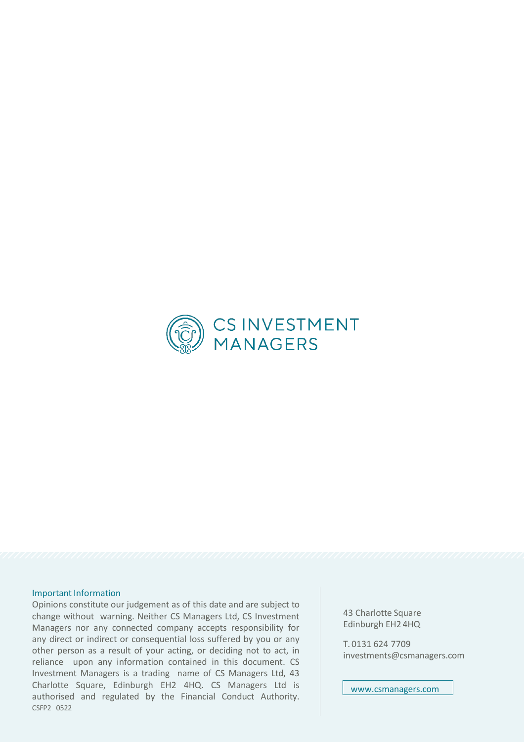CS INVESTMENT MANAGERS

### Important Information

Opinions constitute our judgement as of this date and are subject to change without warning. Neither CS Managers Ltd, CS Investment Managers nor any connected company accepts responsibility for any direct or indirect or consequential loss suffered by you or any other person as a result of your acting, or deciding not to act, in reliance upon any information contained in this document. CS Investment Managers is a trading name of CS Managers Ltd, 43 Charlotte Square, Edinburgh EH2 4HQ. CS Managers Ltd is authorised and regulated by the Financial Conduct Authority.

CSFP2 0522

43 Charlotte Square
Edinburgh EH2 4HQ

T. 0131 624 7709
investments@csmanagers.com

www.csmanagers.com